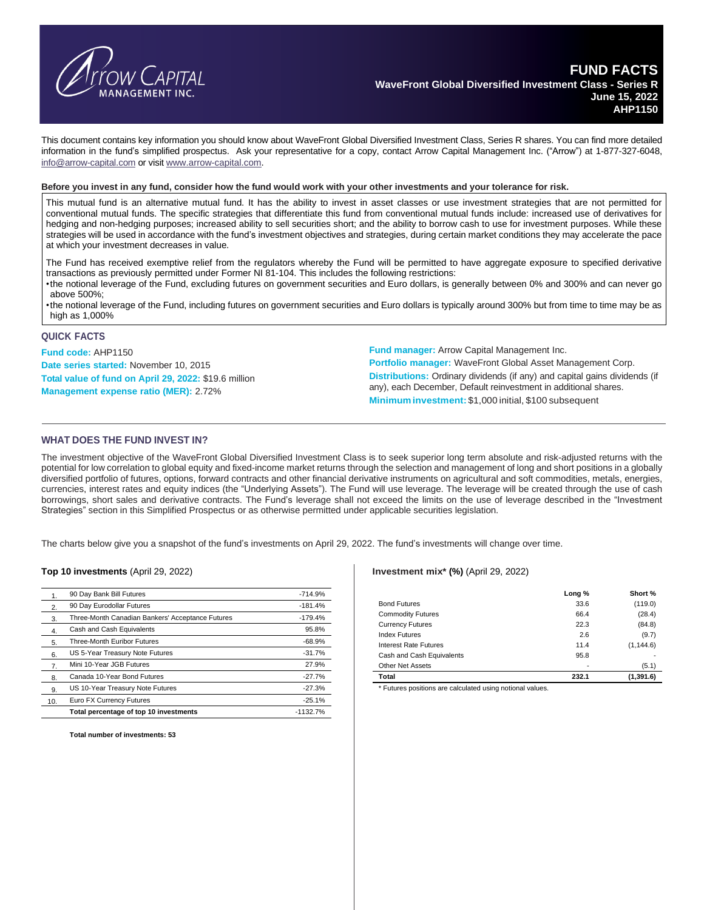# FUND FACTS

**WaveFront Global Diversified Investment Class - Series R**
**June 15, 2022**
**AHP1150**

This document contains key information you should know about WaveFront Global Diversified Investment Class, Series R shares. You can find more detailed information in the fund's simplified prospectus. Ask your representative for a copy, contact Arrow Capital Management Inc. ("Arrow") at 1-877-327-6048, info@arrow-capital.com or visit www.arrow-capital.com.

**Before you invest in any fund, consider how the fund would work with your other investments and your tolerance for risk.**

This mutual fund is an alternative mutual fund. It has the ability to invest in asset classes or use investment strategies that are not permitted for conventional mutual funds. The specific strategies that differentiate this fund from conventional mutual funds include: increased use of derivatives for hedging and non-hedging purposes; increased ability to sell securities short; and the ability to borrow cash to use for investment purposes. While these strategies will be used in accordance with the fund's investment objectives and strategies, during certain market conditions they may accelerate the pace at which your investment decreases in value.

The Fund has received exemptive relief from the regulators whereby the Fund will be permitted to have aggregate exposure to specified derivative transactions as previously permitted under Former NI 81-104. This includes the following restrictions:

- the notional leverage of the Fund, excluding futures on government securities and Euro dollars, is generally between 0% and 300% and can never go above 500%;
- the notional leverage of the Fund, including futures on government securities and Euro dollars is typically around 300% but from time to time may be as high as 1,000%

## QUICK FACTS

**Fund code:** AHP1150
**Date series started:** November 10, 2015
**Total value of fund on April 29, 2022:** $19.6 million
**Management expense ratio (MER):** 2.72%

**Fund manager:** Arrow Capital Management Inc.
**Portfolio manager:** WaveFront Global Asset Management Corp.
**Distributions:** Ordinary dividends (if any) and capital gains dividends (if any), each December, Default reinvestment in additional shares.
**Minimum investment:** $1,000 initial, $100 subsequent

## WHAT DOES THE FUND INVEST IN?

The investment objective of the WaveFront Global Diversified Investment Class is to seek superior long term absolute and risk-adjusted returns with the potential for low correlation to global equity and fixed-income market returns through the selection and management of long and short positions in a globally diversified portfolio of futures, options, forward contracts and other financial derivative instruments on agricultural and soft commodities, metals, energies, currencies, interest rates and equity indices (the "Underlying Assets"). The Fund will use leverage. The leverage will be created through the use of cash borrowings, short sales and derivative contracts. The Fund's leverage shall not exceed the limits on the use of leverage described in the "Investment Strategies" section in this Simplified Prospectus or as otherwise permitted under applicable securities legislation.

The charts below give you a snapshot of the fund's investments on April 29, 2022. The fund's investments will change over time.

**Top 10 investments** (April 29, 2022)

| | | |
|---|---|---|
| 1. | 90 Day Bank Bill Futures | -714.9% |
| 2. | 90 Day Eurodollar Futures | -181.4% |
| 3. | Three-Month Canadian Bankers' Acceptance Futures | -179.4% |
| 4. | Cash and Cash Equivalents | 95.8% |
| 5. | Three-Month Euribor Futures | -68.9% |
| 6. | US 5-Year Treasury Note Futures | -31.7% |
| 7. | Mini 10-Year JGB Futures | 27.9% |
| 8. | Canada 10-Year Bond Futures | -27.7% |
| 9. | US 10-Year Treasury Note Futures | -27.3% |
| 10. | Euro FX Currency Futures | -25.1% |
| | **Total percentage of top 10 investments** | -1132.7% |

**Total number of investments: 53**

**Investment mix* (%)** (April 29, 2022)

| | Long % | Short % |
|---|---|---|
| Bond Futures | 33.6 | (119.0) |
| Commodity Futures | 66.4 | (28.4) |
| Currency Futures | 22.3 | (84.8) |
| Index Futures | 2.6 | (9.7) |
| Interest Rate Futures | 11.4 | (1,144.6) |
| Cash and Cash Equivalents | 95.8 | - |
| Other Net Assets | - | (5.1) |
| **Total** | **232.1** | **(1,391.6)** |

\* Futures positions are calculated using notional values.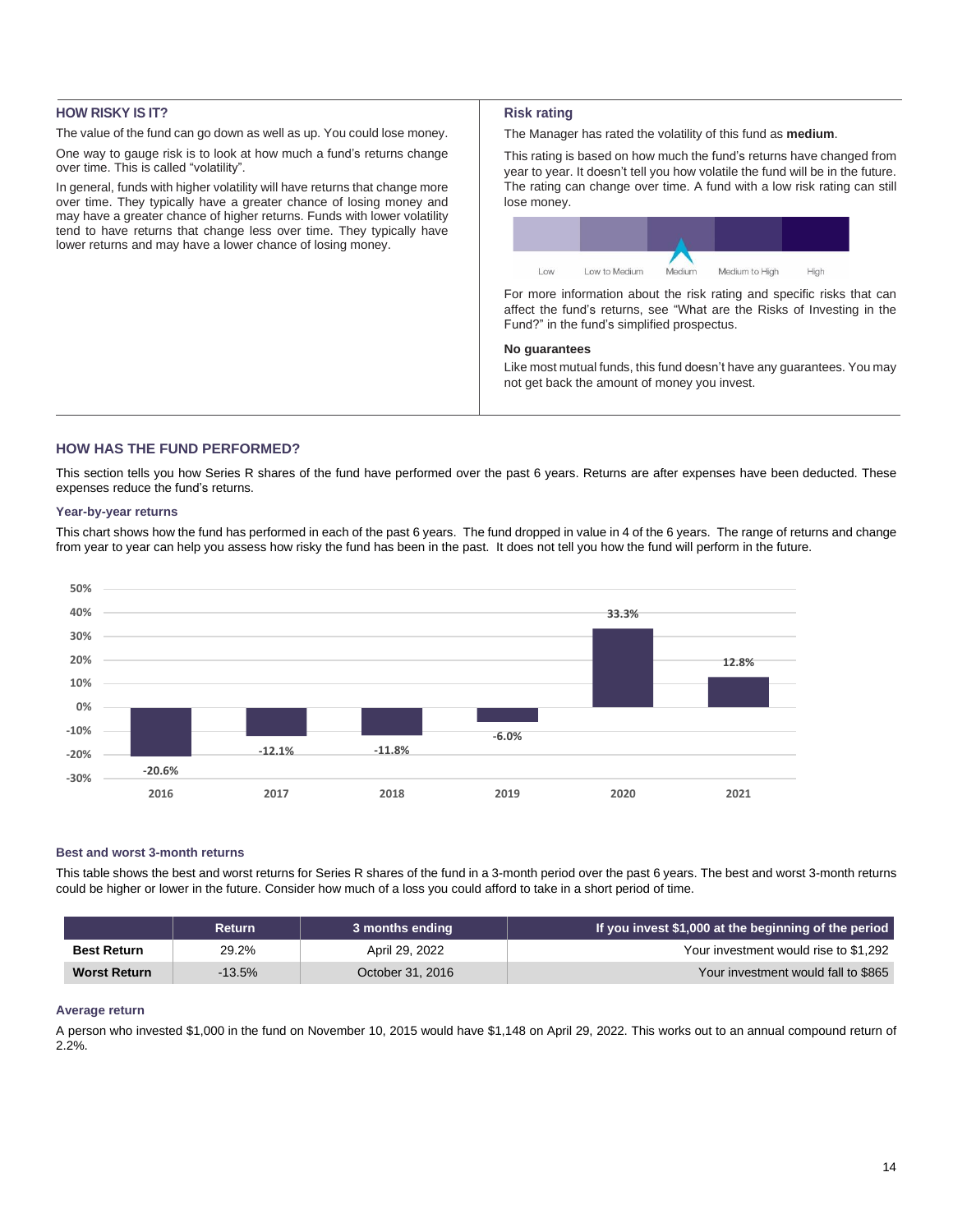## HOW RISKY IS IT?

The value of the fund can go down as well as up. You could lose money.

One way to gauge risk is to look at how much a fund's returns change over time. This is called "volatility".

In general, funds with higher volatility will have returns that change more over time. They typically have a greater chance of losing money and may have a greater chance of higher returns. Funds with lower volatility tend to have returns that change less over time. They typically have lower returns and may have a lower chance of losing money.

### Risk rating

The Manager has rated the volatility of this fund as **medium**.

This rating is based on how much the fund's returns have changed from year to year. It doesn't tell you how volatile the fund will be in the future. The rating can change over time. A fund with a low risk rating can still lose money.

Low | Low to Medium | Medium | Medium to High | High

For more information about the risk rating and specific risks that can affect the fund's returns, see "What are the Risks of Investing in the Fund?" in the fund's simplified prospectus.

### No guarantees

Like most mutual funds, this fund doesn't have any guarantees. You may not get back the amount of money you invest.

## HOW HAS THE FUND PERFORMED?

This section tells you how Series R shares of the fund have performed over the past 6 years. Returns are after expenses have been deducted. These expenses reduce the fund's returns.

### Year-by-year returns

This chart shows how the fund has performed in each of the past 6 years. The fund dropped in value in 4 of the 6 years. The range of returns and change from year to year can help you assess how risky the fund has been in the past. It does not tell you how the fund will perform in the future.

| Year | Return |
|---|---|
| 2016 | -20.6% |
| 2017 | -12.1% |
| 2018 | -11.8% |
| 2019 | -6.0% |
| 2020 | 33.3% |
| 2021 | 12.8% |

### Best and worst 3-month returns

This table shows the best and worst returns for Series R shares of the fund in a 3-month period over the past 6 years. The best and worst 3-month returns could be higher or lower in the future. Consider how much of a loss you could afford to take in a short period of time.

| | Return | 3 months ending | If you invest $1,000 at the beginning of the period |
|---|---|---|---|
| **Best Return** | 29.2% | April 29, 2022 | Your investment would rise to $1,292 |
| **Worst Return** | -13.5% | October 31, 2016 | Your investment would fall to $865 |

### Average return

A person who invested $1,000 in the fund on November 10, 2015 would have $1,148 on April 29, 2022. This works out to an annual compound return of 2.2%.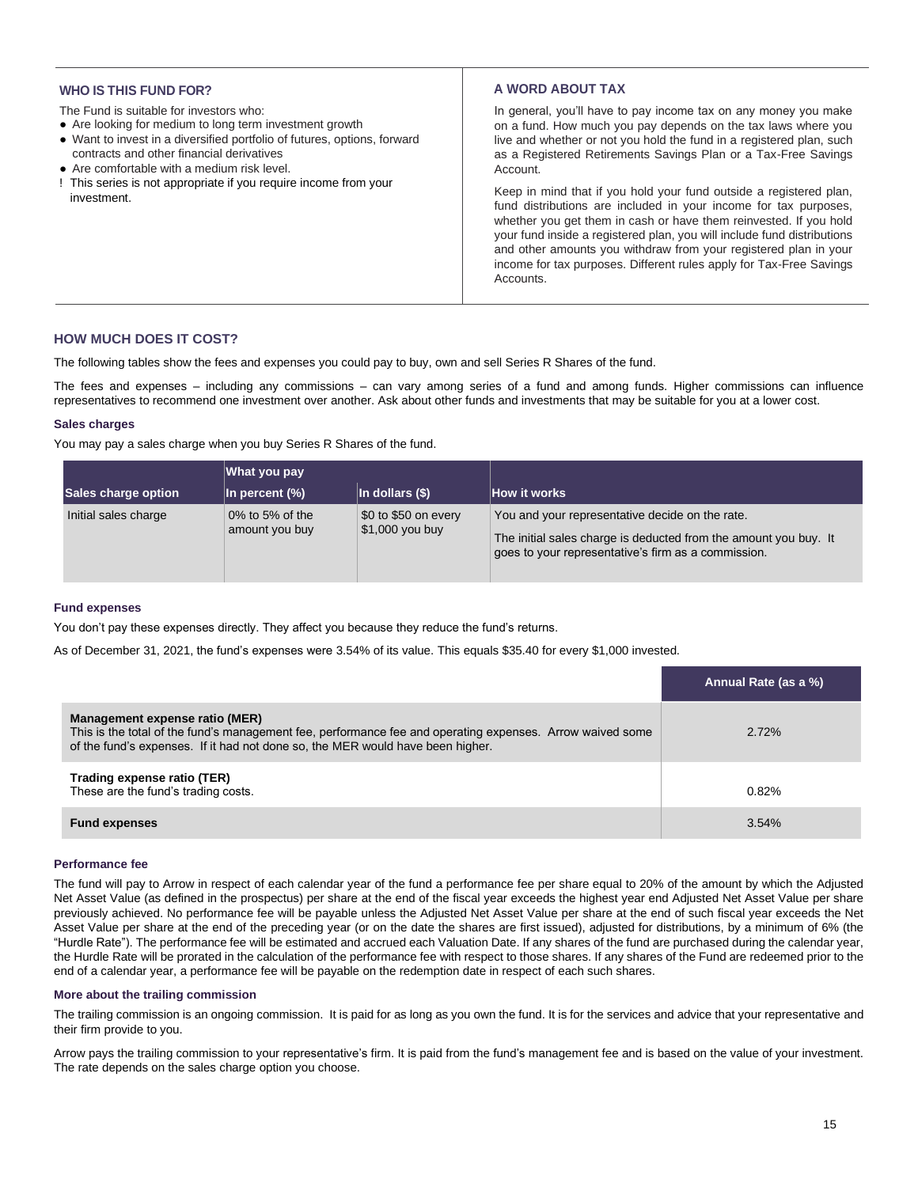## WHO IS THIS FUND FOR?

The Fund is suitable for investors who:

- Are looking for medium to long term investment growth
- Want to invest in a diversified portfolio of futures, options, forward contracts and other financial derivatives
- Are comfortable with a medium risk level.

! This series is not appropriate if you require income from your investment.

## A WORD ABOUT TAX

In general, you'll have to pay income tax on any money you make on a fund. How much you pay depends on the tax laws where you live and whether or not you hold the fund in a registered plan, such as a Registered Retirements Savings Plan or a Tax-Free Savings Account.

Keep in mind that if you hold your fund outside a registered plan, fund distributions are included in your income for tax purposes, whether you get them in cash or have them reinvested. If you hold your fund inside a registered plan, you will include fund distributions and other amounts you withdraw from your registered plan in your income for tax purposes. Different rules apply for Tax-Free Savings Accounts.

## HOW MUCH DOES IT COST?

The following tables show the fees and expenses you could pay to buy, own and sell Series R Shares of the fund.

The fees and expenses – including any commissions – can vary among series of a fund and among funds. Higher commissions can influence representatives to recommend one investment over another. Ask about other funds and investments that may be suitable for you at a lower cost.

### Sales charges

You may pay a sales charge when you buy Series R Shares of the fund.

| | What you pay | | |
|---|---|---|---|
| **Sales charge option** | **In percent (%)** | **In dollars ($)** | **How it works** |
| Initial sales charge | 0% to 5% of the amount you buy | $0 to $50 on every $1,000 you buy | You and your representative decide on the rate.<br><br>The initial sales charge is deducted from the amount you buy. It goes to your representative's firm as a commission. |

### Fund expenses

You don't pay these expenses directly. They affect you because they reduce the fund's returns.

As of December 31, 2021, the fund's expenses were 3.54% of its value. This equals $35.40 for every $1,000 invested.

| | Annual Rate (as a %) |
|---|---|
| **Management expense ratio (MER)**<br>This is the total of the fund's management fee, performance fee and operating expenses. Arrow waived some of the fund's expenses. If it had not done so, the MER would have been higher. | 2.72% |
| **Trading expense ratio (TER)**<br>These are the fund's trading costs. | 0.82% |
| **Fund expenses** | 3.54% |

### Performance fee

The fund will pay to Arrow in respect of each calendar year of the fund a performance fee per share equal to 20% of the amount by which the Adjusted Net Asset Value (as defined in the prospectus) per share at the end of the fiscal year exceeds the highest year end Adjusted Net Asset Value per share previously achieved. No performance fee will be payable unless the Adjusted Net Asset Value per share at the end of such fiscal year exceeds the Net Asset Value per share at the end of the preceding year (or on the date the shares are first issued), adjusted for distributions, by a minimum of 6% (the "Hurdle Rate"). The performance fee will be estimated and accrued each Valuation Date. If any shares of the fund are purchased during the calendar year, the Hurdle Rate will be prorated in the calculation of the performance fee with respect to those shares. If any shares of the Fund are redeemed prior to the end of a calendar year, a performance fee will be payable on the redemption date in respect of each such shares.

### More about the trailing commission

The trailing commission is an ongoing commission. It is paid for as long as you own the fund. It is for the services and advice that your representative and their firm provide to you.

Arrow pays the trailing commission to your representative's firm. It is paid from the fund's management fee and is based on the value of your investment. The rate depends on the sales charge option you choose.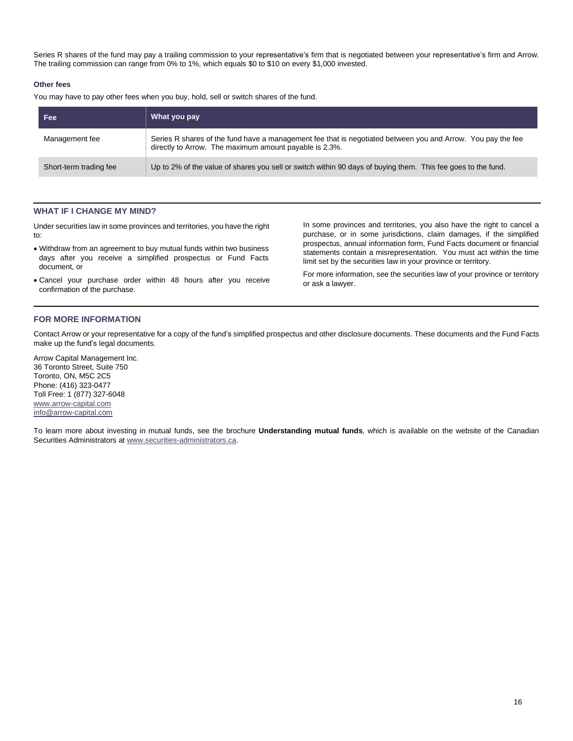Series R shares of the fund may pay a trailing commission to your representative's firm that is negotiated between your representative's firm and Arrow. The trailing commission can range from 0% to 1%, which equals $0 to $10 on every $1,000 invested.

#### Other fees

You may have to pay other fees when you buy, hold, sell or switch shares of the fund.

| Fee | What you pay |
|---|---|
| Management fee | Series R shares of the fund have a management fee that is negotiated between you and Arrow. You pay the fee directly to Arrow. The maximum amount payable is 2.3%. |
| Short-term trading fee | Up to 2% of the value of shares you sell or switch within 90 days of buying them. This fee goes to the fund. |

## WHAT IF I CHANGE MY MIND?

Under securities law in some provinces and territories, you have the right to:

- Withdraw from an agreement to buy mutual funds within two business days after you receive a simplified prospectus or Fund Facts document, or
- Cancel your purchase order within 48 hours after you receive confirmation of the purchase.

In some provinces and territories, you also have the right to cancel a purchase, or in some jurisdictions, claim damages, if the simplified prospectus, annual information form, Fund Facts document or financial statements contain a misrepresentation. You must act within the time limit set by the securities law in your province or territory.

For more information, see the securities law of your province or territory or ask a lawyer.

## FOR MORE INFORMATION

Contact Arrow or your representative for a copy of the fund's simplified prospectus and other disclosure documents. These documents and the Fund Facts make up the fund's legal documents.

Arrow Capital Management Inc.
36 Toronto Street, Suite 750
Toronto, ON, M5C 2C5
Phone: (416) 323-0477
Toll Free: 1 (877) 327-6048
www.arrow-capital.com
info@arrow-capital.com

To learn more about investing in mutual funds, see the brochure **Understanding mutual funds**, which is available on the website of the Canadian Securities Administrators at www.securities-administrators.ca.